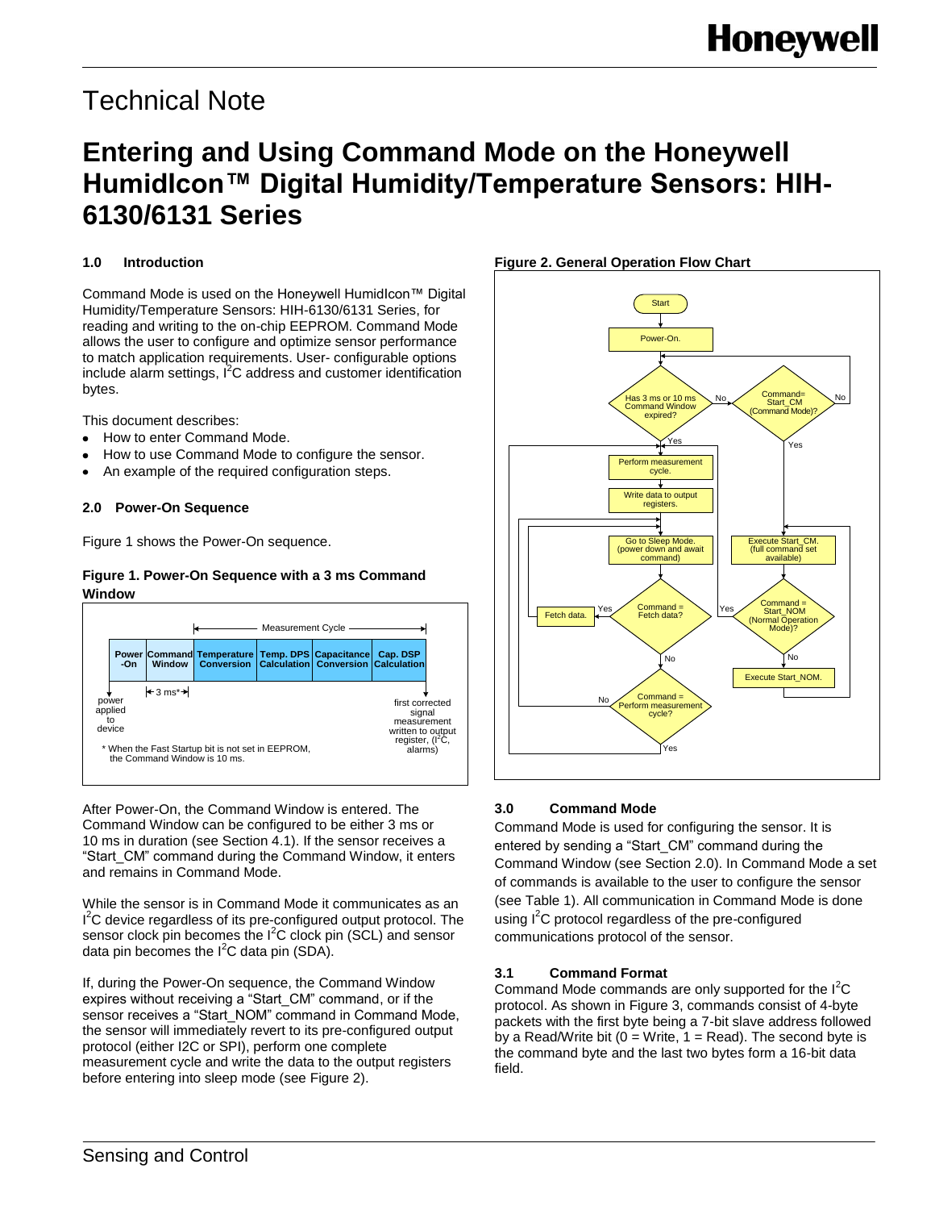# Technical Note

# Entering and Using Command Mode on the Honeywell HumidIcon™ Digital Humidity/Temperature Sensors: HIH-6130/6131 Series

### 1.0 Introduction

Command Mode is used on the Honeywell HumidIcon™ Digital Humidity/Temperature Sensors: HIH-6130/6131 Series, for reading and writing to the on-chip EEPROM. Command Mode allows the user to configure and optimize sensor performance to match application requirements. User- configurable options include alarm settings, $I^2C$ address and customer identification bytes.

This document describes:

- How to enter Command Mode.
- How to use Command Mode to configure the sensor.
- An example of the required configuration steps.

### 2.0 Power-On Sequence

Figure 1 shows the Power-On sequence.

**Figure 1. Power-On Sequence with a 3 ms Command Window**

| Power -On | Command Window | Temperature Conversion | Temp. DPS Calculation | Capacitance Conversion | Cap. DSP Calculation |
|---|---|---|---|---|---|

Measurement Cycle

← 3 ms* →

power applied to device

first corrected signal measurement written to output register, ($I^2C$, alarms)

\* When the Fast Startup bit is not set in EEPROM, the Command Window is 10 ms.

After Power-On, the Command Window is entered. The Command Window can be configured to be either 3 ms or 10 ms in duration (see Section 4.1). If the sensor receives a "Start_CM" command during the Command Window, it enters and remains in Command Mode.

While the sensor is in Command Mode it communicates as an $I^2C$ device regardless of its pre-configured output protocol. The sensor clock pin becomes the $I^2C$ clock pin (SCL) and sensor data pin becomes the $I^2C$ data pin (SDA).

If, during the Power-On sequence, the Command Window expires without receiving a "Start_CM" command, or if the sensor receives a "Start_NOM" command in Command Mode, the sensor will immediately revert to its pre-configured output protocol (either I2C or SPI), perform one complete measurement cycle and write the data to the output registers before entering into sleep mode (see Figure 2).

**Figure 2. General Operation Flow Chart**

Start → Power-On. → Has 3 ms or 10 ms Command Window expired?

- No → Command= Start_CM (Command Mode)? (No → back to check Command Window; Yes → Execute Start_CM. (full command set available) → Command = Start_NOM (Normal Operation Mode)? (No → Execute Start_NOM.; Yes → Perform measurement cycle.))
- Yes → Perform measurement cycle. → Write data to output registers. → Go to Sleep Mode. (power down and await command) → Command = Fetch data? (Yes → Fetch data. → Go to Sleep Mode; No → Command = Perform measurement cycle? (Yes → Perform measurement cycle; No → Go to Sleep Mode))

### 3.0 Command Mode

Command Mode is used for configuring the sensor. It is entered by sending a "Start_CM" command during the Command Window (see Section 2.0). In Command Mode a set of commands is available to the user to configure the sensor (see Table 1). All communication in Command Mode is done using $I^2C$ protocol regardless of the pre-configured communications protocol of the sensor.

### 3.1 Command Format

Command Mode commands are only supported for the $I^2C$ protocol. As shown in Figure 3, commands consist of 4-byte packets with the first byte being a 7-bit slave address followed by a Read/Write bit (0 = Write, 1 = Read). The second byte is the command byte and the last two bytes form a 16-bit data field.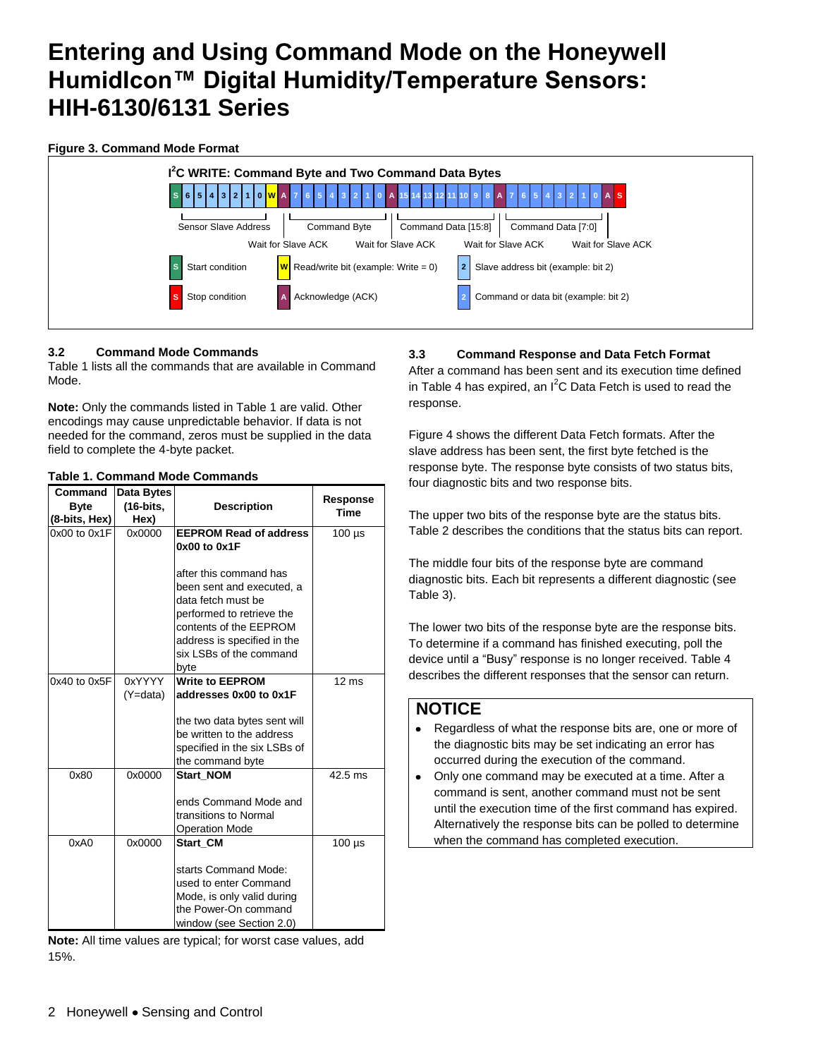# Entering and Using Command Mode on the Honeywell HumidIcon™ Digital Humidity/Temperature Sensors: HIH-6130/6131 Series

**Figure 3. Command Mode Format**

$I^2C$ WRITE: Command Byte and Two Command Data Bytes

| S | 6 | 5 | 4 | 3 | 2 | 1 | 0 | W | A | 7 | 6 | 5 | 4 | 3 | 2 | 1 | 0 | A | 15 | 14 | 13 | 12 | 11 | 10 | 9 | 8 | A | 7 | 6 | 5 | 4 | 3 | 2 | 1 | 0 | A | S |
|---|---|---|---|---|---|---|---|---|---|---|---|---|---|---|---|---|---|---|---|---|---|---|---|---|---|---|---|---|---|---|---|---|---|---|---|---|---|

Sensor Slave Address — Wait for Slave ACK — Command Byte — Wait for Slave ACK — Command Data [15:8] — Wait for Slave ACK — Command Data [7:0] — Wait for Slave ACK

- S: Start condition
- W: Read/write bit (example: Write = 0)
- 2: Slave address bit (example: bit 2)
- S: Stop condition
- A: Acknowledge (ACK)
- 2: Command or data bit (example: bit 2)

### 3.2 Command Mode Commands

Table 1 lists all the commands that are available in Command Mode.

**Note:** Only the commands listed in Table 1 are valid. Other encodings may cause unpredictable behavior. If data is not needed for the command, zeros must be supplied in the data field to complete the 4-byte packet.

**Table 1. Command Mode Commands**

| Command Byte (8-bits, Hex) | Data Bytes (16-bits, Hex) | Description | Response Time |
|---|---|---|---|
| 0x00 to 0x1F | 0x0000 | **EEPROM Read of address 0x00 to 0x1F**<br><br>after this command has been sent and executed, a data fetch must be performed to retrieve the contents of the EEPROM address is specified in the six LSBs of the command byte | 100 µs |
| 0x40 to 0x5F | 0xYYYY (Y=data) | **Write to EEPROM addresses 0x00 to 0x1F**<br><br>the two data bytes sent will be written to the address specified in the six LSBs of the command byte | 12 ms |
| 0x80 | 0x0000 | **Start_NOM**<br><br>ends Command Mode and transitions to Normal Operation Mode | 42.5 ms |
| 0xA0 | 0x0000 | **Start_CM**<br><br>starts Command Mode: used to enter Command Mode, is only valid during the Power-On command window (see Section 2.0) | 100 µs |

**Note:** All time values are typical; for worst case values, add 15%.

### 3.3 Command Response and Data Fetch Format

After a command has been sent and its execution time defined in Table 4 has expired, an $I^2C$ Data Fetch is used to read the response.

Figure 4 shows the different Data Fetch formats. After the slave address has been sent, the first byte fetched is the response byte. The response byte consists of two status bits, four diagnostic bits and two response bits.

The upper two bits of the response byte are the status bits. Table 2 describes the conditions that the status bits can report.

The middle four bits of the response byte are command diagnostic bits. Each bit represents a different diagnostic (see Table 3).

The lower two bits of the response byte are the response bits. To determine if a command has finished executing, poll the device until a "Busy" response is no longer received. Table 4 describes the different responses that the sensor can return.

## NOTICE

- Regardless of what the response bits are, one or more of the diagnostic bits may be set indicating an error has occurred during the execution of the command.
- Only one command may be executed at a time. After a command is sent, another command must not be sent until the execution time of the first command has expired. Alternatively the response bits can be polled to determine when the command has completed execution.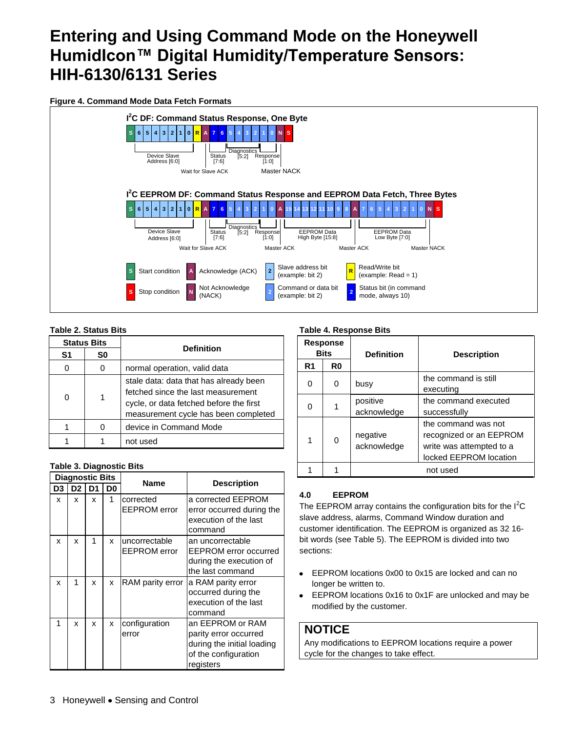# Entering and Using Command Mode on the Honeywell HumidIcon™ Digital Humidity/Temperature Sensors: HIH-6130/6131 Series

**Figure 4. Command Mode Data Fetch Formats**

**I²C DF: Command Status Response, One Byte**

| S | 6 | 5 | 4 | 3 | 2 | 1 | 0 | R | A | 7 | 6 | 5 | 4 | 3 | 2 | 1 | 0 | N | S |
|---|---|---|---|---|---|---|---|---|---|---|---|---|---|---|---|---|---|---|---|

Device Slave Address [6:0]; Wait for Slave ACK; Status [7:6]; Diagnostics [5:2]; Response [1:0]; Master NACK

**I²C EEPROM DF: Command Status Response and EEPROM Data Fetch, Three Bytes**

| S | 6 | 5 | 4 | 3 | 2 | 1 | 0 | R | A | 7 | 6 | 5 | 4 | 3 | 2 | 1 | 0 | A | 15 | 14 | 13 | 12 | 11 | 10 | 9 | 8 | A | 7 | 6 | 5 | 4 | 3 | 2 | 1 | 0 | N | S |
|---|---|---|---|---|---|---|---|---|---|---|---|---|---|---|---|---|---|---|---|---|---|---|---|---|---|---|---|---|---|---|---|---|---|---|---|---|---|

Device Slave Address [6:0]; Wait for Slave ACK; Status [7:6]; Diagnostics [5:2]; Response [1:0]; Master ACK; EEPROM Data High Byte [15:8]; Master ACK; EEPROM Data Low Byte [7:0]; Master NACK

- S: Start condition
- S: Stop condition
- A: Acknowledge (ACK)
- N: Not Acknowledge (NACK)
- 2: Slave address bit (example: bit 2)
- 2: Command or data bit (example: bit 2)
- R: Read/Write bit (example: Read = 1)
- 2: Status bit (in command mode, always 10)

**Table 2. Status Bits**

| Status Bits | | Definition |
|---|---|---|
| S1 | S0 | |
| 0 | 0 | normal operation, valid data |
| 0 | 1 | stale data: data that has already been fetched since the last measurement cycle, or data fetched before the first measurement cycle has been completed |
| 1 | 0 | device in Command Mode |
| 1 | 1 | not used |

**Table 3. Diagnostic Bits**

| Diagnostic Bits | | | | Name | Description |
|---|---|---|---|---|---|
| D3 | D2 | D1 | D0 | | |
| x | x | x | 1 | corrected EEPROM error | a corrected EEPROM error occurred during the execution of the last command |
| x | x | 1 | x | uncorrectable EEPROM error | an uncorrectable EEPROM error occurred during the execution of the last command |
| x | 1 | x | x | RAM parity error | a RAM parity error occurred during the execution of the last command |
| 1 | x | x | x | configuration error | an EEPROM or RAM parity error occurred during the initial loading of the configuration registers |

**Table 4. Response Bits**

| Response Bits | | Definition | Description |
|---|---|---|---|
| R1 | R0 | | |
| 0 | 0 | busy | the command is still executing |
| 0 | 1 | positive acknowledge | the command executed successfully |
| 1 | 0 | negative acknowledge | the command was not recognized or an EEPROM write was attempted to a locked EEPROM location |
| 1 | 1 | not used | |

### 4.0 EEPROM

The EEPROM array contains the configuration bits for the I²C slave address, alarms, Command Window duration and customer identification. The EEPROM is organized as 32 16-bit words (see Table 5). The EEPROM is divided into two sections:

- EEPROM locations 0x00 to 0x15 are locked and can no longer be written to.
- EEPROM locations 0x16 to 0x1F are unlocked and may be modified by the customer.

**NOTICE**

Any modifications to EEPROM locations require a power cycle for the changes to take effect.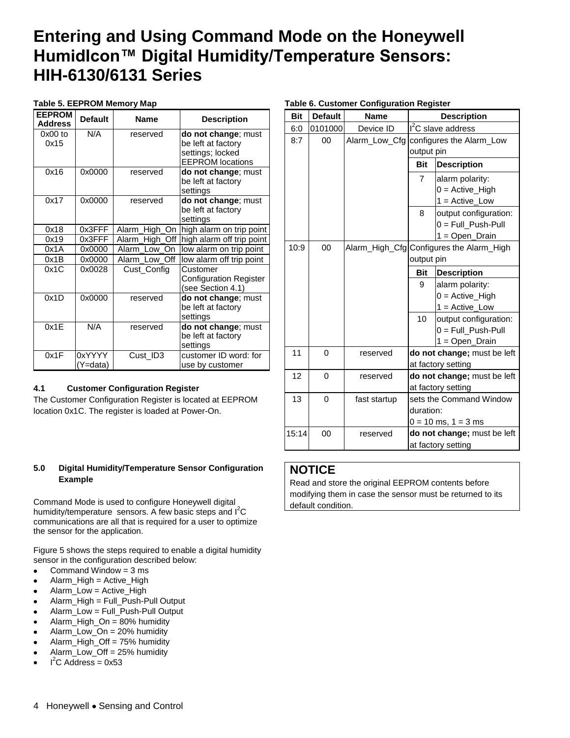# Entering and Using Command Mode on the Honeywell HumidIcon™ Digital Humidity/Temperature Sensors: HIH-6130/6131 Series

**Table 5. EEPROM Memory Map**

| EEPROM Address | Default | Name | Description |
|---|---|---|---|
| 0x00 to 0x15 | N/A | reserved | **do not change**; must be left at factory settings; locked EEPROM locations |
| 0x16 | 0x0000 | reserved | **do not change**; must be left at factory settings |
| 0x17 | 0x0000 | reserved | **do not change**; must be left at factory settings |
| 0x18 | 0x3FFF | Alarm_High_On | high alarm on trip point |
| 0x19 | 0x3FFF | Alarm_High_Off | high alarm off trip point |
| 0x1A | 0x0000 | Alarm_Low_On | low alarm on trip point |
| 0x1B | 0x0000 | Alarm_Low_Off | low alarm off trip point |
| 0x1C | 0x0028 | Cust_Config | Customer Configuration Register (see Section 4.1) |
| 0x1D | 0x0000 | reserved | **do not change**; must be left at factory settings |
| 0x1E | N/A | reserved | **do not change**; must be left at factory settings |
| 0x1F | 0xYYYY (Y=data) | Cust_ID3 | customer ID word: for use by customer |

### 4.1 Customer Configuration Register

The Customer Configuration Register is located at EEPROM location 0x1C. The register is loaded at Power-On.

**Table 6. Customer Configuration Register**

| Bit | Default | Name | Description | |
|---|---|---|---|---|
| 6:0 | 0101000 | Device ID | $I^2C$ slave address | |
| 8:7 | 00 | Alarm_Low_Cfg | configures the Alarm_Low output pin | |
| | | | **Bit** | **Description** |
| | | | 7 | alarm polarity: 0 = Active_High 1 = Active_Low |
| | | | 8 | output configuration: 0 = Full_Push-Pull 1 = Open_Drain |
| 10:9 | 00 | Alarm_High_Cfg | Configures the Alarm_High output pin | |
| | | | **Bit** | **Description** |
| | | | 9 | alarm polarity: 0 = Active_High 1 = Active_Low |
| | | | 10 | output configuration: 0 = Full_Push-Pull 1 = Open_Drain |
| 11 | 0 | reserved | **do not change;** must be left at factory setting | |
| 12 | 0 | reserved | **do not change;** must be left at factory setting | |
| 13 | 0 | fast startup | sets the Command Window duration: 0 = 10 ms, 1 = 3 ms | |
| 15:14 | 00 | reserved | **do not change;** must be left at factory setting | |

## NOTICE

Read and store the original EEPROM contents before modifying them in case the sensor must be returned to its default condition.

### 5.0 Digital Humidity/Temperature Sensor Configuration Example

Command Mode is used to configure Honeywell digital humidity/temperature sensors. A few basic steps and $I^2C$ communications are all that is required for a user to optimize the sensor for the application.

Figure 5 shows the steps required to enable a digital humidity sensor in the configuration described below:

- Command Window = 3 ms
- Alarm_High = Active_High
- Alarm_Low = Active_High
- Alarm_High = Full_Push-Pull Output
- Alarm_Low = Full_Push-Pull Output
- Alarm_High_On = 80% humidity
- Alarm_Low_On = 20% humidity
- Alarm_High_Off = 75% humidity
- Alarm_Low_Off = 25% humidity
- $I^2C$ Address = 0x53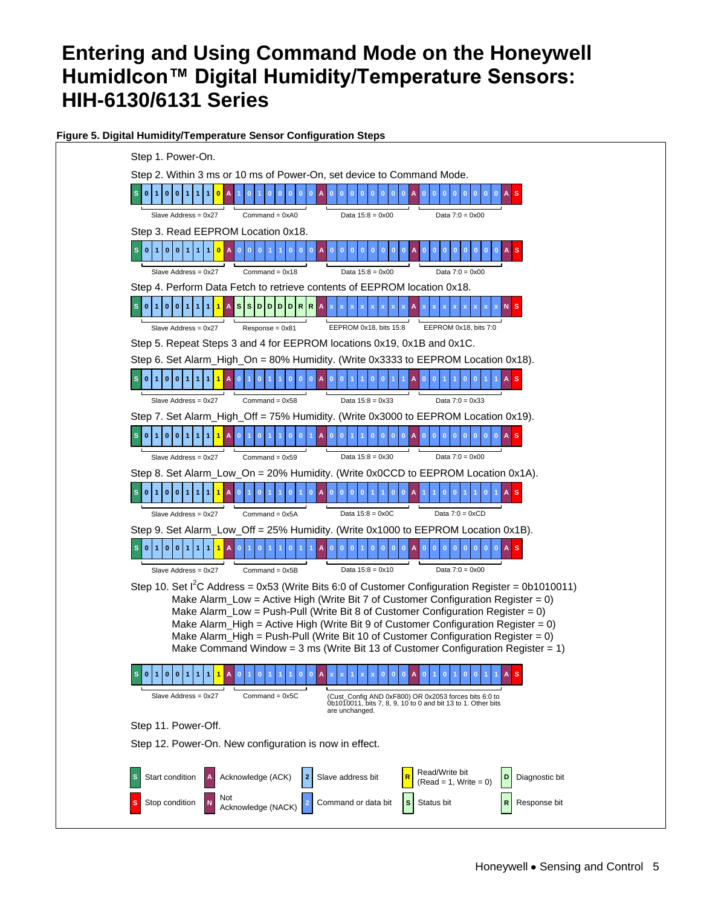# Entering and Using Command Mode on the Honeywell HumidIcon™ Digital Humidity/Temperature Sensors: HIH-6130/6131 Series

**Figure 5. Digital Humidity/Temperature Sensor Configuration Steps**

Step 1. Power-On.

Step 2. Within 3 ms or 10 ms of Power-On, set device to Command Mode.

| S | 0 | 1 | 0 | 0 | 1 | 1 | 1 | 0 | A | 1 | 0 | 1 | 0 | 0 | 0 | 0 | 0 | A | 0 | 0 | 0 | 0 | 0 | 0 | 0 | 0 | A | 0 | 0 | 0 | 0 | 0 | 0 | 0 | 0 | A | S |
|---|---|---|---|---|---|---|---|---|---|---|---|---|---|---|---|---|---|---|---|---|---|---|---|---|---|---|---|---|---|---|---|---|---|---|---|---|---|

Slave Address = 0x27; Command = 0xA0; Data 15:8 = 0x00; Data 7:0 = 0x00

Step 3. Read EEPROM Location 0x18.

| S | 0 | 1 | 0 | 0 | 1 | 1 | 1 | 0 | A | 0 | 0 | 0 | 1 | 1 | 0 | 0 | 0 | A | 0 | 0 | 0 | 0 | 0 | 0 | 0 | 0 | A | 0 | 0 | 0 | 0 | 0 | 0 | 0 | 0 | A | S |
|---|---|---|---|---|---|---|---|---|---|---|---|---|---|---|---|---|---|---|---|---|---|---|---|---|---|---|---|---|---|---|---|---|---|---|---|---|---|

Slave Address = 0x27; Command = 0x18; Data 15:8 = 0x00; Data 7:0 = 0x00

Step 4. Perform Data Fetch to retrieve contents of EEPROM location 0x18.

| S | 0 | 1 | 0 | 0 | 1 | 1 | 1 | 1 | A | S | S | D | D | D | D | R | R | A | x | x | x | x | x | x | x | x | A | x | x | x | x | x | x | x | x | N | S |
|---|---|---|---|---|---|---|---|---|---|---|---|---|---|---|---|---|---|---|---|---|---|---|---|---|---|---|---|---|---|---|---|---|---|---|---|---|---|

Slave Address = 0x27; Response = 0x81; EEPROM 0x18, bits 15:8; EEPROM 0x18, bits 7:0

Step 5. Repeat Steps 3 and 4 for EEPROM locations 0x19, 0x1B and 0x1C.

Step 6. Set Alarm_High_On = 80% Humidity. (Write 0x3333 to EEPROM Location 0x18).

| S | 0 | 1 | 0 | 0 | 1 | 1 | 1 | 1 | A | 0 | 1 | 0 | 1 | 1 | 0 | 0 | 0 | A | 0 | 0 | 1 | 1 | 0 | 0 | 1 | 1 | A | 0 | 0 | 1 | 1 | 0 | 0 | 1 | 1 | A | S |
|---|---|---|---|---|---|---|---|---|---|---|---|---|---|---|---|---|---|---|---|---|---|---|---|---|---|---|---|---|---|---|---|---|---|---|---|---|---|

Slave Address = 0x27; Command = 0x58; Data 15:8 = 0x33; Data 7:0 = 0x33

Step 7. Set Alarm_High_Off = 75% Humidity. (Write 0x3000 to EEPROM Location 0x19).

| S | 0 | 1 | 0 | 0 | 1 | 1 | 1 | 1 | A | 0 | 1 | 0 | 1 | 1 | 0 | 0 | 1 | A | 0 | 0 | 1 | 1 | 0 | 0 | 0 | 0 | A | 0 | 0 | 0 | 0 | 0 | 0 | 0 | 0 | A | S |
|---|---|---|---|---|---|---|---|---|---|---|---|---|---|---|---|---|---|---|---|---|---|---|---|---|---|---|---|---|---|---|---|---|---|---|---|---|---|

Slave Address = 0x27; Command = 0x59; Data 15:8 = 0x30; Data 7:0 = 0x00

Step 8. Set Alarm_Low_On = 20% Humidity. (Write 0x0CCD to EEPROM Location 0x1A).

| S | 0 | 1 | 0 | 0 | 1 | 1 | 1 | 1 | A | 0 | 1 | 0 | 1 | 1 | 0 | 1 | 0 | A | 0 | 0 | 0 | 0 | 1 | 1 | 0 | 0 | A | 1 | 1 | 0 | 0 | 1 | 1 | 0 | 1 | A | S |
|---|---|---|---|---|---|---|---|---|---|---|---|---|---|---|---|---|---|---|---|---|---|---|---|---|---|---|---|---|---|---|---|---|---|---|---|---|---|

Slave Address = 0x27; Command = 0x5A; Data 15:8 = 0x0C; Data 7:0 = 0xCD

Step 9. Set Alarm_Low_Off = 25% Humidity. (Write 0x1000 to EEPROM Location 0x1B).

| S | 0 | 1 | 0 | 0 | 1 | 1 | 1 | 1 | A | 0 | 1 | 0 | 1 | 1 | 0 | 1 | 1 | A | 0 | 0 | 0 | 1 | 0 | 0 | 0 | 0 | A | 0 | 0 | 0 | 0 | 0 | 0 | 0 | 0 | A | S |
|---|---|---|---|---|---|---|---|---|---|---|---|---|---|---|---|---|---|---|---|---|---|---|---|---|---|---|---|---|---|---|---|---|---|---|---|---|---|

Slave Address = 0x27; Command = 0x5B; Data 15:8 = 0x10; Data 7:0 = 0x00

Step 10. Set I²C Address = 0x53 (Write Bits 6:0 of Customer Configuration Register = 0b1010011)
Make Alarm_Low = Active High (Write Bit 7 of Customer Configuration Register = 0)
Make Alarm_Low = Push-Pull (Write Bit 8 of Customer Configuration Register = 0)
Make Alarm_High = Active High (Write Bit 9 of Customer Configuration Register = 0)
Make Alarm_High = Push-Pull (Write Bit 10 of Customer Configuration Register = 0)
Make Command Window = 3 ms (Write Bit 13 of Customer Configuration Register = 1)

| S | 0 | 1 | 0 | 0 | 1 | 1 | 1 | 1 | A | 0 | 1 | 0 | 1 | 1 | 1 | 0 | 0 | A | x | x | 1 | x | x | 0 | 0 | 0 | A | 0 | 1 | 0 | 1 | 0 | 0 | 1 | 1 | A | S |
|---|---|---|---|---|---|---|---|---|---|---|---|---|---|---|---|---|---|---|---|---|---|---|---|---|---|---|---|---|---|---|---|---|---|---|---|---|---|

Slave Address = 0x27; Command = 0x5C; (Cust_Config AND 0xF800) OR 0x2053 forces bits 6:0 to 0b1010011, bits 7, 8, 9, 10 to 0 and bit 13 to 1. Other bits are unchanged.

Step 11. Power-Off.

Step 12. Power-On. New configuration is now in effect.

Legend:

- S (green) – Start condition
- S (red) – Stop condition
- A – Acknowledge (ACK)
- N – Not Acknowledge (NACK)
- 2 (light blue) – Slave address bit
- 2 (blue) – Command or data bit
- R (yellow) – Read/Write bit (Read = 1, Write = 0)
- S (light green) – Status bit
- D – Diagnostic bit
- R (light green) – Response bit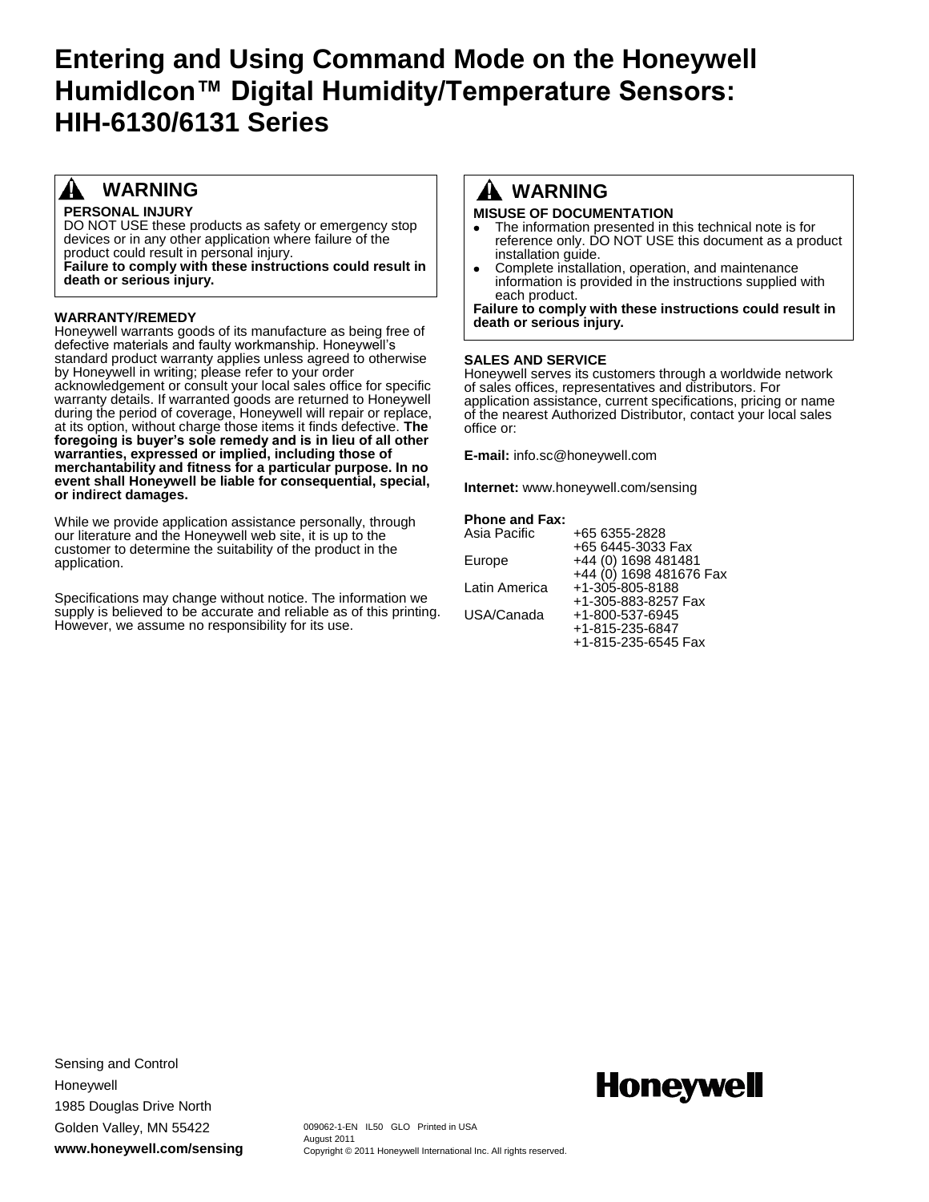# Entering and Using Command Mode on the Honeywell HumidIcon™ Digital Humidity/Temperature Sensors: HIH-6130/6131 Series

**⚠ WARNING**

**PERSONAL INJURY**

DO NOT USE these products as safety or emergency stop devices or in any other application where failure of the product could result in personal injury.

**Failure to comply with these instructions could result in death or serious injury.**

**WARRANTY/REMEDY**

Honeywell warrants goods of its manufacture as being free of defective materials and faulty workmanship. Honeywell's standard product warranty applies unless agreed to otherwise by Honeywell in writing; please refer to your order acknowledgement or consult your local sales office for specific warranty details. If warranted goods are returned to Honeywell during the period of coverage, Honeywell will repair or replace, at its option, without charge those items it finds defective. **The foregoing is buyer's sole remedy and is in lieu of all other warranties, expressed or implied, including those of merchantability and fitness for a particular purpose. In no event shall Honeywell be liable for consequential, special, or indirect damages.**

While we provide application assistance personally, through our literature and the Honeywell web site, it is up to the customer to determine the suitability of the product in the application.

Specifications may change without notice. The information we supply is believed to be accurate and reliable as of this printing. However, we assume no responsibility for its use.

**⚠ WARNING**

**MISUSE OF DOCUMENTATION**

- The information presented in this technical note is for reference only. DO NOT USE this document as a product installation guide.
- Complete installation, operation, and maintenance information is provided in the instructions supplied with each product.

**Failure to comply with these instructions could result in death or serious injury.**

**SALES AND SERVICE**

Honeywell serves its customers through a worldwide network of sales offices, representatives and distributors. For application assistance, current specifications, pricing or name of the nearest Authorized Distributor, contact your local sales office or:

**E-mail:** info.sc@honeywell.com

**Internet:** www.honeywell.com/sensing

**Phone and Fax:**

| | |
|---|---|
| Asia Pacific | +65 6355-2828 |
| | +65 6445-3033 Fax |
| Europe | +44 (0) 1698 481481 |
| | +44 (0) 1698 481676 Fax |
| Latin America | +1-305-805-8188 |
| | +1-305-883-8257 Fax |
| USA/Canada | +1-800-537-6945 |
| | +1-815-235-6847 |
| | +1-815-235-6545 Fax |

Sensing and Control
Honeywell
1985 Douglas Drive North
Golden Valley, MN 55422
**www.honeywell.com/sensing**

009062-1-EN IL50 GLO Printed in USA
August 2011
Copyright © 2011 Honeywell International Inc. All rights reserved.

**Honeywell**